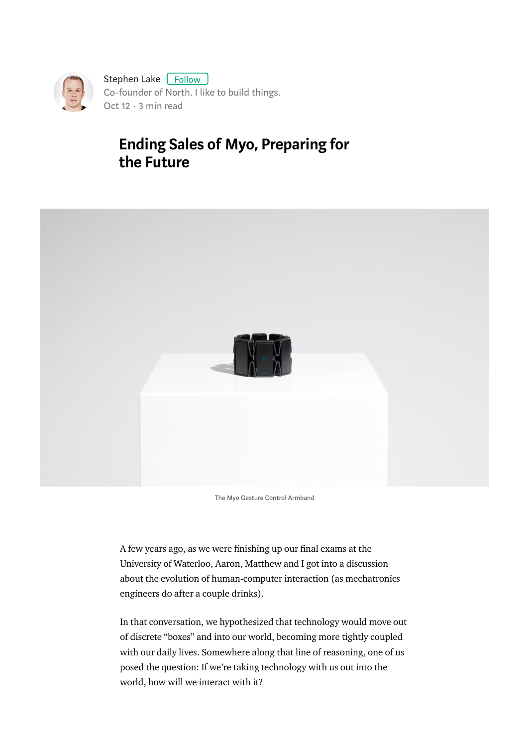Stephen Lake Follow

Co-founder of North. I like to build things.

Oct 12 · 3 min read

# Ending Sales of Myo, Preparing for the Future

The Myo Gesture Control Armband

A few years ago, as we were finishing up our final exams at the University of Waterloo, Aaron, Matthew and I got into a discussion about the evolution of human-computer interaction (as mechatronics engineers do after a couple drinks).

In that conversation, we hypothesized that technology would move out of discrete "boxes" and into our world, becoming more tightly coupled with our daily lives. Somewhere along that line of reasoning, one of us posed the question: If we're taking technology with us out into the world, how will we interact with it?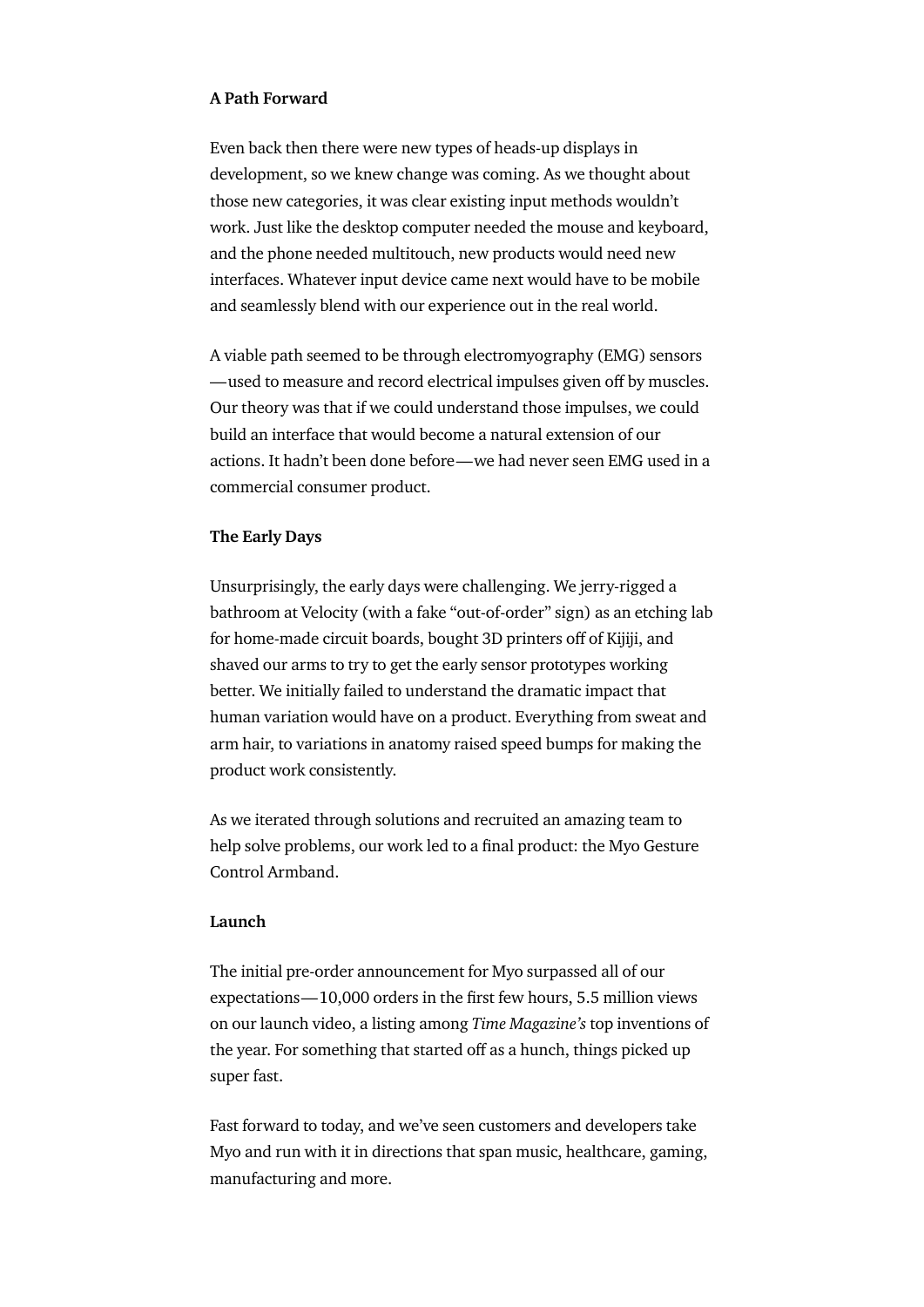**A Path Forward**

Even back then there were new types of heads-up displays in development, so we knew change was coming. As we thought about those new categories, it was clear existing input methods wouldn't work. Just like the desktop computer needed the mouse and keyboard, and the phone needed multitouch, new products would need new interfaces. Whatever input device came next would have to be mobile and seamlessly blend with our experience out in the real world.

A viable path seemed to be through electromyography (EMG) sensors —used to measure and record electrical impulses given off by muscles. Our theory was that if we could understand those impulses, we could build an interface that would become a natural extension of our actions. It hadn't been done before—we had never seen EMG used in a commercial consumer product.

**The Early Days**

Unsurprisingly, the early days were challenging. We jerry-rigged a bathroom at Velocity (with a fake "out-of-order" sign) as an etching lab for home-made circuit boards, bought 3D printers off of Kijiji, and shaved our arms to try to get the early sensor prototypes working better. We initially failed to understand the dramatic impact that human variation would have on a product. Everything from sweat and arm hair, to variations in anatomy raised speed bumps for making the product work consistently.

As we iterated through solutions and recruited an amazing team to help solve problems, our work led to a final product: the Myo Gesture Control Armband.

**Launch**

The initial pre-order announcement for Myo surpassed all of our expectations—10,000 orders in the first few hours, 5.5 million views on our launch video, a listing among *Time Magazine's* top inventions of the year. For something that started off as a hunch, things picked up super fast.

Fast forward to today, and we've seen customers and developers take Myo and run with it in directions that span music, healthcare, gaming, manufacturing and more.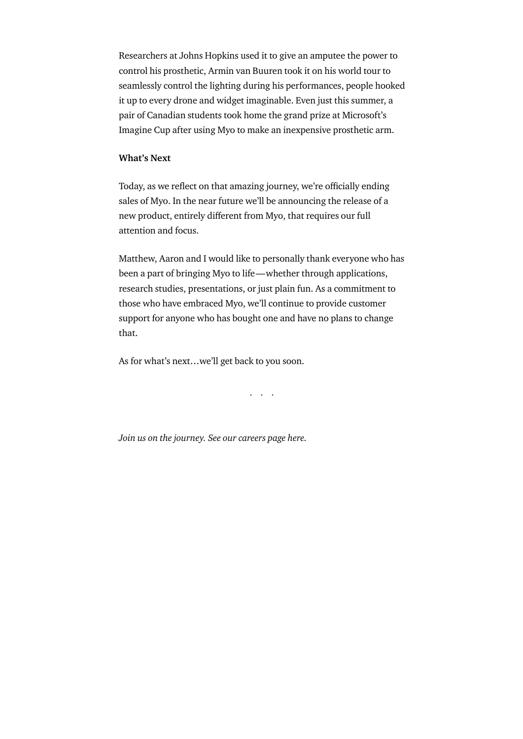Researchers at Johns Hopkins used it to give an amputee the power to control his prosthetic, Armin van Buuren took it on his world tour to seamlessly control the lighting during his performances, people hooked it up to every drone and widget imaginable. Even just this summer, a pair of Canadian students took home the grand prize at Microsoft's Imagine Cup after using Myo to make an inexpensive prosthetic arm.

**What's Next**

Today, as we reflect on that amazing journey, we're officially ending sales of Myo. In the near future we'll be announcing the release of a new product, entirely different from Myo, that requires our full attention and focus.

Matthew, Aaron and I would like to personally thank everyone who has been a part of bringing Myo to life—whether through applications, research studies, presentations, or just plain fun. As a commitment to those who have embraced Myo, we'll continue to provide customer support for anyone who has bought one and have no plans to change that.

As for what's next…we'll get back to you soon.

· · ·

*Join us on the journey. See our careers page here.*